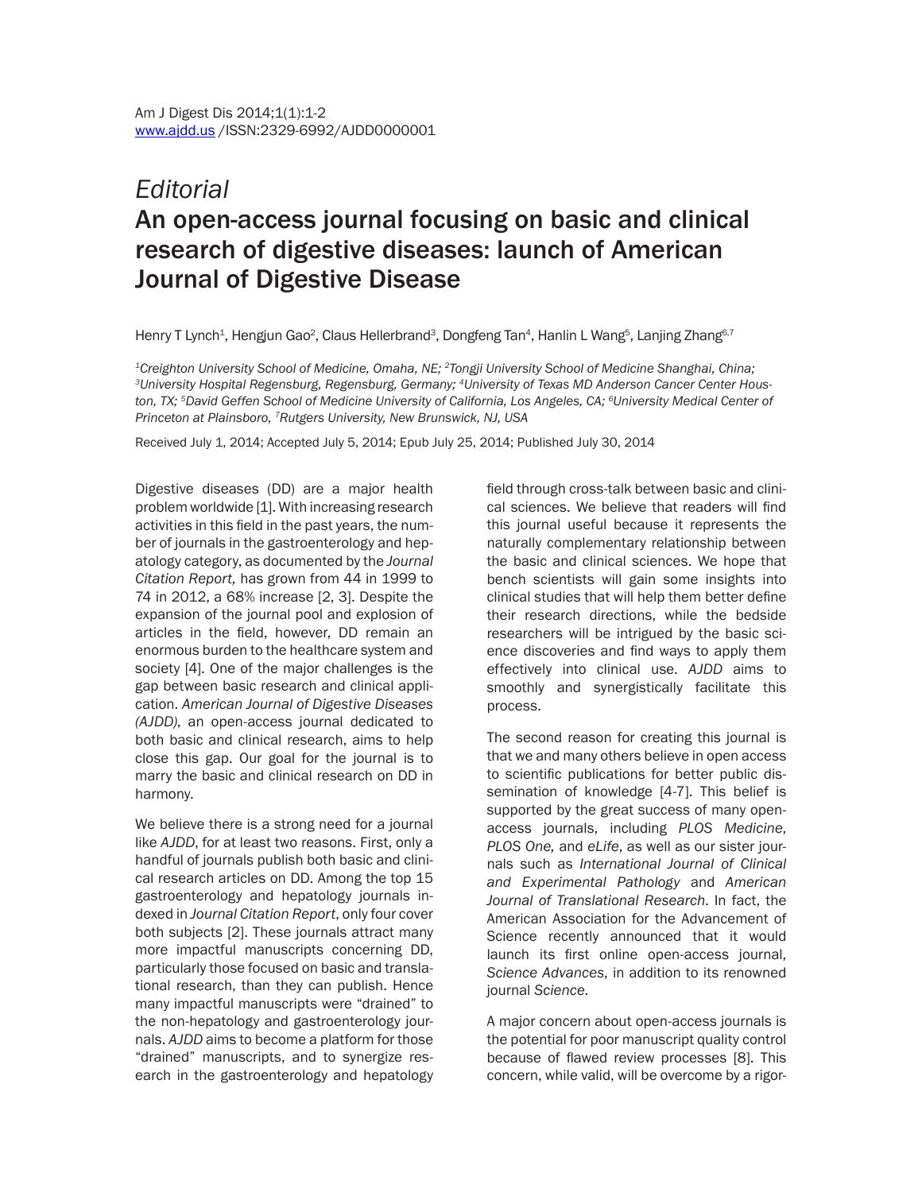*Editorial*

# An open-access journal focusing on basic and clinical research of digestive diseases: launch of American Journal of Digestive Disease

Henry T Lynch[1], Hengjun Gao[2], Claus Hellerbrand[3], Dongfeng Tan[4], Hanlin L Wang[5], Lanjing Zhang[6,7]

*[1]Creighton University School of Medicine, Omaha, NE; [2]Tongji University School of Medicine Shanghai, China; [3]University Hospital Regensburg, Regensburg, Germany; [4]University of Texas MD Anderson Cancer Center Houston, TX; [5]David Geffen School of Medicine University of California, Los Angeles, CA; [6]University Medical Center of Princeton at Plainsboro, [7]Rutgers University, New Brunswick, NJ, USA*

Received July 1, 2014; Accepted July 5, 2014; Epub July 25, 2014; Published July 30, 2014

Digestive diseases (DD) are a major health problem worldwide [1]. With increasing research activities in this field in the past years, the number of journals in the gastroenterology and hepatology category, as documented by the *Journal Citation Report,* has grown from 44 in 1999 to 74 in 2012, a 68% increase [2, 3]. Despite the expansion of the journal pool and explosion of articles in the field, however, DD remain an enormous burden to the healthcare system and society [4]. One of the major challenges is the gap between basic research and clinical application. *American Journal of Digestive Diseases (AJDD)*, an open-access journal dedicated to both basic and clinical research, aims to help close this gap. Our goal for the journal is to marry the basic and clinical research on DD in harmony.

We believe there is a strong need for a journal like *AJDD*, for at least two reasons. First, only a handful of journals publish both basic and clinical research articles on DD. Among the top 15 gastroenterology and hepatology journals indexed in *Journal Citation Report*, only four cover both subjects [2]. These journals attract many more impactful manuscripts concerning DD, particularly those focused on basic and translational research, than they can publish. Hence many impactful manuscripts were "drained" to the non-hepatology and gastroenterology journals. *AJDD* aims to become a platform for those "drained" manuscripts, and to synergize research in the gastroenterology and hepatology field through cross-talk between basic and clinical sciences. We believe that readers will find this journal useful because it represents the naturally complementary relationship between the basic and clinical sciences. We hope that bench scientists will gain some insights into clinical studies that will help them better define their research directions, while the bedside researchers will be intrigued by the basic science discoveries and find ways to apply them effectively into clinical use. *AJDD* aims to smoothly and synergistically facilitate this process.

The second reason for creating this journal is that we and many others believe in open access to scientific publications for better public dissemination of knowledge [4-7]. This belief is supported by the great success of many open-access journals, including *PLOS Medicine*, *PLOS One,* and *eLife*, as well as our sister journals such as *International Journal of Clinical and Experimental Pathology* and *American Journal of Translational Research*. In fact, the American Association for the Advancement of Science recently announced that it would launch its first online open-access journal, *Science Advances*, in addition to its renowned journal *Science*.

A major concern about open-access journals is the potential for poor manuscript quality control because of flawed review processes [8]. This concern, while valid, will be overcome by a rigor-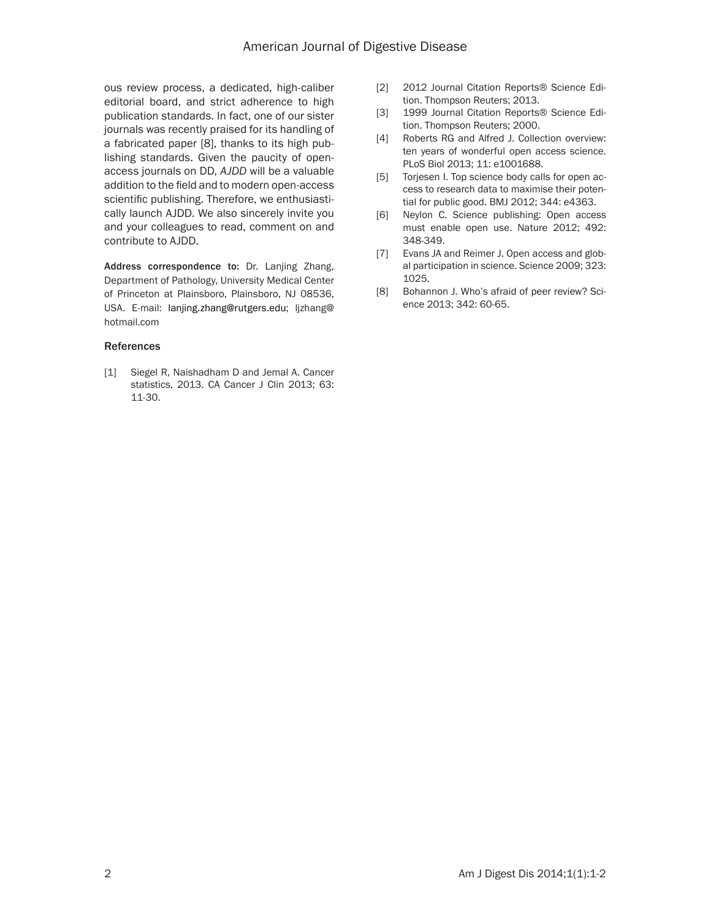ous review process, a dedicated, high-caliber editorial board, and strict adherence to high publication standards. In fact, one of our sister journals was recently praised for its handling of a fabricated paper [8], thanks to its high publishing standards. Given the paucity of open-access journals on DD, *AJDD* will be a valuable addition to the field and to modern open-access scientific publishing. Therefore, we enthusiastically launch AJDD. We also sincerely invite you and your colleagues to read, comment on and contribute to AJDD.

**Address correspondence to:** Dr. Lanjing Zhang, Department of Pathology, University Medical Center of Princeton at Plainsboro, Plainsboro, NJ 08536, USA. E-mail: lanjing.zhang@rutgers.edu; ljzhang@hotmail.com

## References

[1] Siegel R, Naishadham D and Jemal A. Cancer statistics, 2013. CA Cancer J Clin 2013; 63: 11-30.

[2] 2012 Journal Citation Reports® Science Edition. Thompson Reuters; 2013.

[3] 1999 Journal Citation Reports® Science Edition. Thompson Reuters; 2000.

[4] Roberts RG and Alfred J. Collection overview: ten years of wonderful open access science. PLoS Biol 2013; 11: e1001688.

[5] Torjesen I. Top science body calls for open access to research data to maximise their potential for public good. BMJ 2012; 344: e4363.

[6] Neylon C. Science publishing: Open access must enable open use. Nature 2012; 492: 348-349.

[7] Evans JA and Reimer J. Open access and global participation in science. Science 2009; 323: 1025.

[8] Bohannon J. Who's afraid of peer review? Science 2013; 342: 60-65.